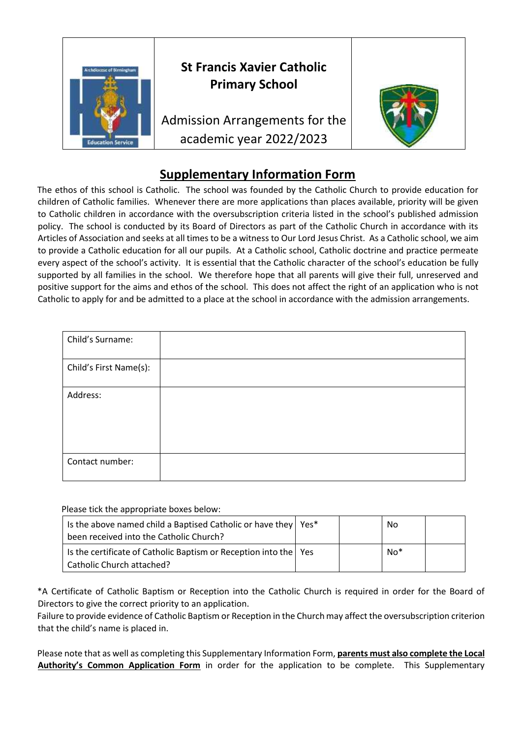| | St Francis Xavier Catholic Primary School<br><br>Admission Arrangements for the academic year 2022/2023 | |
|---|---|---|

## Supplementary Information Form

The ethos of this school is Catholic. The school was founded by the Catholic Church to provide education for children of Catholic families. Whenever there are more applications than places available, priority will be given to Catholic children in accordance with the oversubscription criteria listed in the school's published admission policy. The school is conducted by its Board of Directors as part of the Catholic Church in accordance with its Articles of Association and seeks at all times to be a witness to Our Lord Jesus Christ. As a Catholic school, we aim to provide a Catholic education for all our pupils. At a Catholic school, Catholic doctrine and practice permeate every aspect of the school's activity. It is essential that the Catholic character of the school's education be fully supported by all families in the school. We therefore hope that all parents will give their full, unreserved and positive support for the aims and ethos of the school. This does not affect the right of an application who is not Catholic to apply for and be admitted to a place at the school in accordance with the admission arrangements.

| | |
|---|---|
| Child's Surname: | |
| Child's First Name(s): | |
| Address: | |
| Contact number: | |

Please tick the appropriate boxes below:

| | | | | |
|---|---|---|---|---|
| Is the above named child a Baptised Catholic or have they been received into the Catholic Church? | Yes* | | No | |
| Is the certificate of Catholic Baptism or Reception into the Catholic Church attached? | Yes | | No* | |

*A Certificate of Catholic Baptism or Reception into the Catholic Church is required in order for the Board of Directors to give the correct priority to an application.
Failure to provide evidence of Catholic Baptism or Reception in the Church may affect the oversubscription criterion that the child's name is placed in.

Please note that as well as completing this Supplementary Information Form, **parents must also complete the Local Authority's Common Application Form** in order for the application to be complete. This Supplementary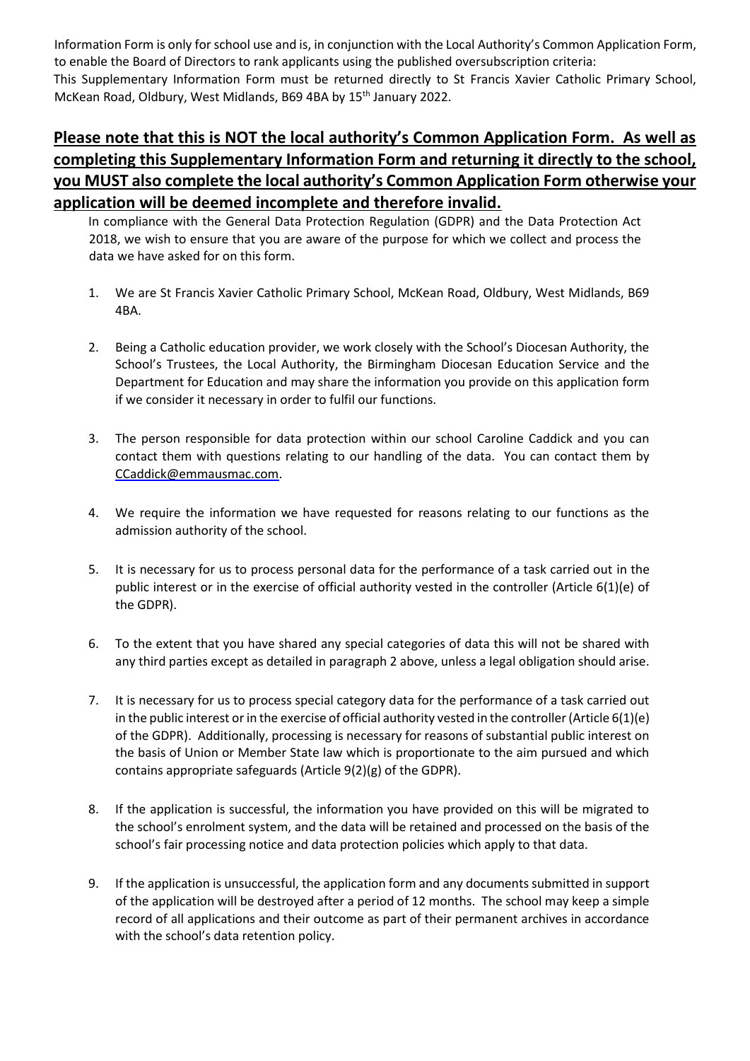Information Form is only for school use and is, in conjunction with the Local Authority's Common Application Form, to enable the Board of Directors to rank applicants using the published oversubscription criteria:
This Supplementary Information Form must be returned directly to St Francis Xavier Catholic Primary School, McKean Road, Oldbury, West Midlands, B69 4BA by 15th January 2022.

## **Please note that this is NOT the local authority's Common Application Form. As well as completing this Supplementary Information Form and returning it directly to the school, you MUST also complete the local authority's Common Application Form otherwise your application will be deemed incomplete and therefore invalid.**

In compliance with the General Data Protection Regulation (GDPR) and the Data Protection Act 2018, we wish to ensure that you are aware of the purpose for which we collect and process the data we have asked for on this form.

1. We are St Francis Xavier Catholic Primary School, McKean Road, Oldbury, West Midlands, B69 4BA.

2. Being a Catholic education provider, we work closely with the School's Diocesan Authority, the School's Trustees, the Local Authority, the Birmingham Diocesan Education Service and the Department for Education and may share the information you provide on this application form if we consider it necessary in order to fulfil our functions.

3. The person responsible for data protection within our school Caroline Caddick and you can contact them with questions relating to our handling of the data. You can contact them by CCaddick@emmausmac.com.

4. We require the information we have requested for reasons relating to our functions as the admission authority of the school.

5. It is necessary for us to process personal data for the performance of a task carried out in the public interest or in the exercise of official authority vested in the controller (Article 6(1)(e) of the GDPR).

6. To the extent that you have shared any special categories of data this will not be shared with any third parties except as detailed in paragraph 2 above, unless a legal obligation should arise.

7. It is necessary for us to process special category data for the performance of a task carried out in the public interest or in the exercise of official authority vested in the controller (Article 6(1)(e) of the GDPR). Additionally, processing is necessary for reasons of substantial public interest on the basis of Union or Member State law which is proportionate to the aim pursued and which contains appropriate safeguards (Article 9(2)(g) of the GDPR).

8. If the application is successful, the information you have provided on this will be migrated to the school's enrolment system, and the data will be retained and processed on the basis of the school's fair processing notice and data protection policies which apply to that data.

9. If the application is unsuccessful, the application form and any documents submitted in support of the application will be destroyed after a period of 12 months. The school may keep a simple record of all applications and their outcome as part of their permanent archives in accordance with the school's data retention policy.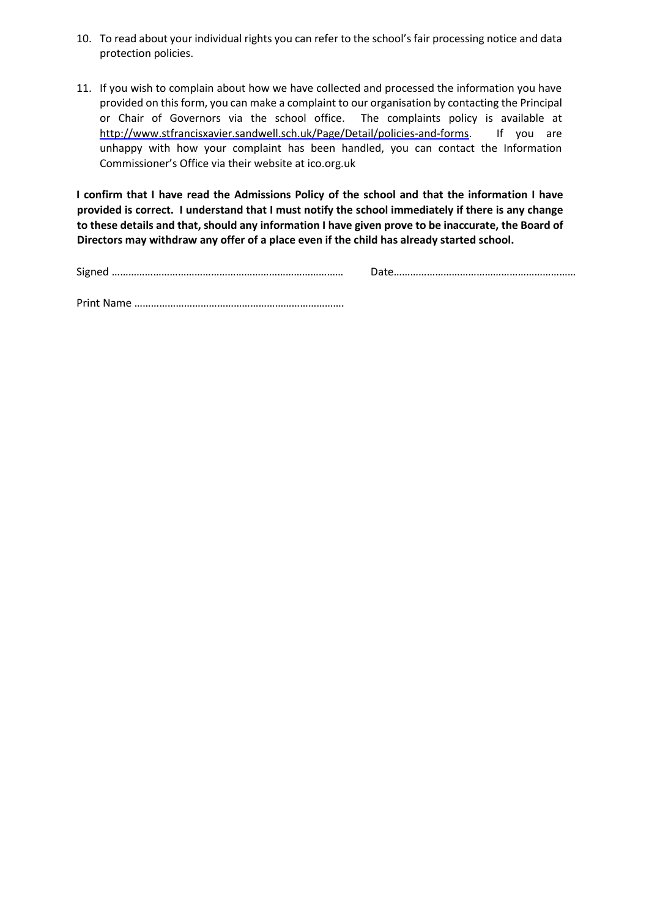10. To read about your individual rights you can refer to the school's fair processing notice and data protection policies.

11. If you wish to complain about how we have collected and processed the information you have provided on this form, you can make a complaint to our organisation by contacting the Principal or Chair of Governors via the school office. The complaints policy is available at http://www.stfrancisxavier.sandwell.sch.uk/Page/Detail/policies-and-forms. If you are unhappy with how your complaint has been handled, you can contact the Information Commissioner's Office via their website at ico.org.uk

**I confirm that I have read the Admissions Policy of the school and that the information I have provided is correct. I understand that I must notify the school immediately if there is any change to these details and that, should any information I have given prove to be inaccurate, the Board of Directors may withdraw any offer of a place even if the child has already started school.**

Signed ………………………………………………………………………… Date…………………………………………………………

Print Name ………………………………………………………………….